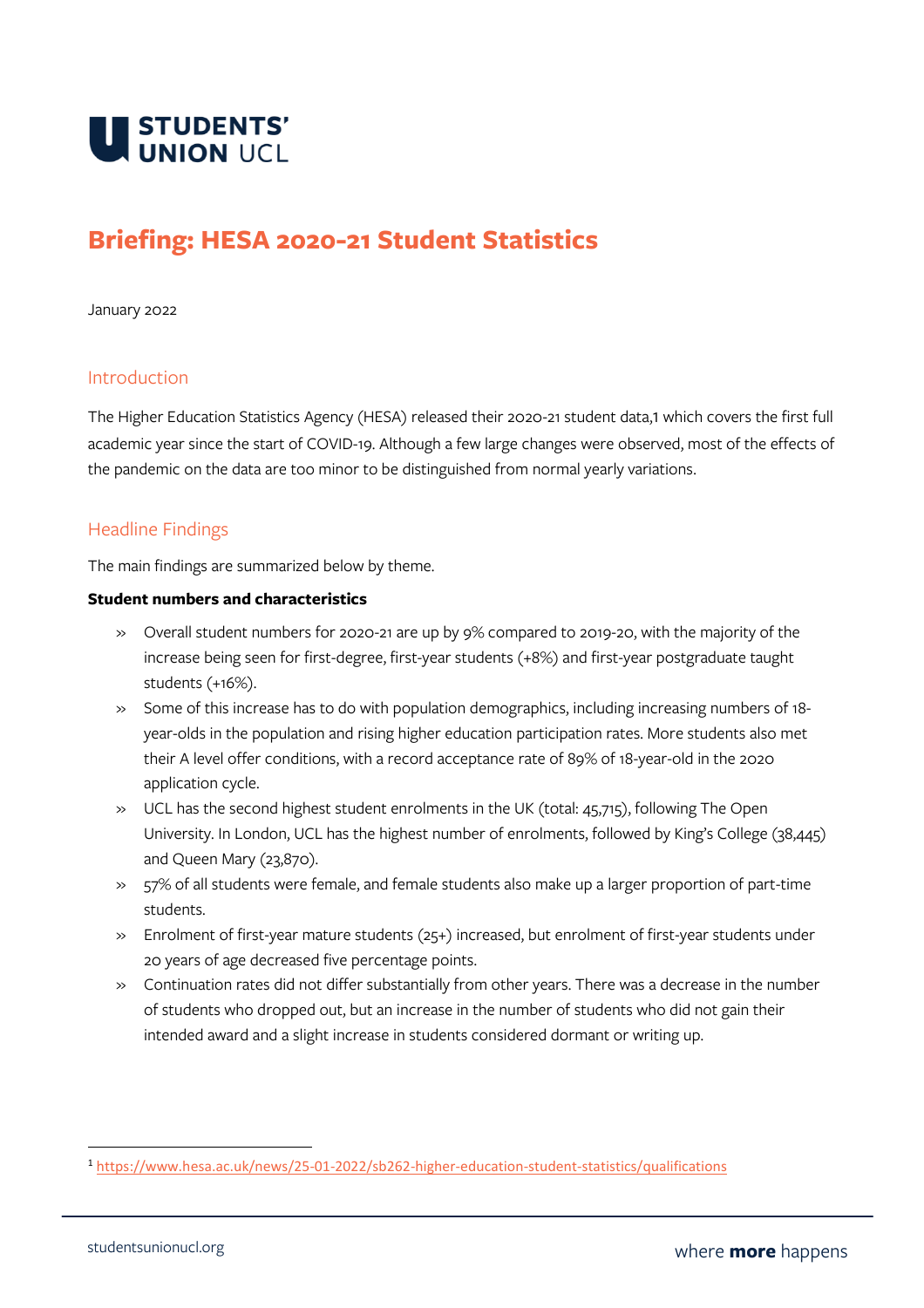# Briefing: HESA 2020-21 Student Statistics

January 2022

## Introduction

The Higher Education Statistics Agency (HESA) released their 2020-21 student data,[1] which covers the first full academic year since the start of COVID-19. Although a few large changes were observed, most of the effects of the pandemic on the data are too minor to be distinguished from normal yearly variations.

## Headline Findings

The main findings are summarized below by theme.

**Student numbers and characteristics**

- Overall student numbers for 2020-21 are up by 9% compared to 2019-20, with the majority of the increase being seen for first-degree, first-year students (+8%) and first-year postgraduate taught students (+16%).
- Some of this increase has to do with population demographics, including increasing numbers of 18-year-olds in the population and rising higher education participation rates. More students also met their A level offer conditions, with a record acceptance rate of 89% of 18-year-old in the 2020 application cycle.
- UCL has the second highest student enrolments in the UK (total: 45,715), following The Open University. In London, UCL has the highest number of enrolments, followed by King's College (38,445) and Queen Mary (23,870).
- 57% of all students were female, and female students also make up a larger proportion of part-time students.
- Enrolment of first-year mature students (25+) increased, but enrolment of first-year students under 20 years of age decreased five percentage points.
- Continuation rates did not differ substantially from other years. There was a decrease in the number of students who dropped out, but an increase in the number of students who did not gain their intended award and a slight increase in students considered dormant or writing up.

[1] https://www.hesa.ac.uk/news/25-01-2022/sb262-higher-education-student-statistics/qualifications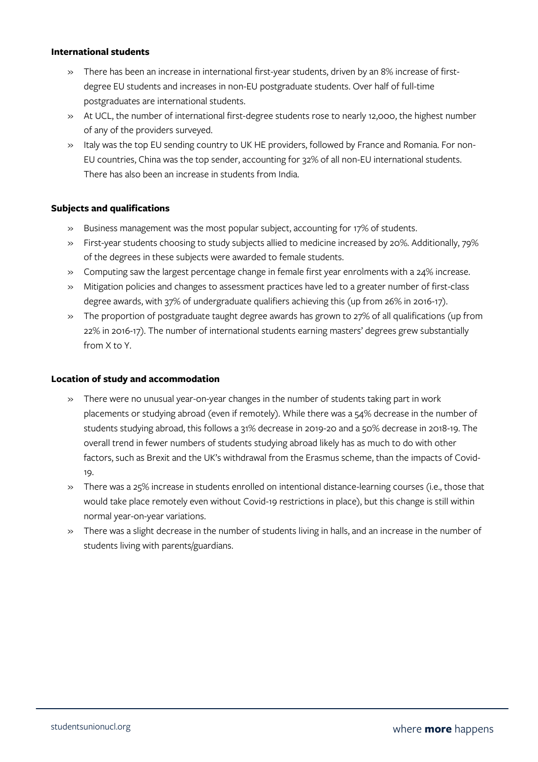**International students**

- There has been an increase in international first-year students, driven by an 8% increase of first-degree EU students and increases in non-EU postgraduate students. Over half of full-time postgraduates are international students.
- At UCL, the number of international first-degree students rose to nearly 12,000, the highest number of any of the providers surveyed.
- Italy was the top EU sending country to UK HE providers, followed by France and Romania. For non-EU countries, China was the top sender, accounting for 32% of all non-EU international students. There has also been an increase in students from India.

**Subjects and qualifications**

- Business management was the most popular subject, accounting for 17% of students.
- First-year students choosing to study subjects allied to medicine increased by 20%. Additionally, 79% of the degrees in these subjects were awarded to female students.
- Computing saw the largest percentage change in female first year enrolments with a 24% increase.
- Mitigation policies and changes to assessment practices have led to a greater number of first-class degree awards, with 37% of undergraduate qualifiers achieving this (up from 26% in 2016-17).
- The proportion of postgraduate taught degree awards has grown to 27% of all qualifications (up from 22% in 2016-17). The number of international students earning masters' degrees grew substantially from X to Y.

**Location of study and accommodation**

- There were no unusual year-on-year changes in the number of students taking part in work placements or studying abroad (even if remotely). While there was a 54% decrease in the number of students studying abroad, this follows a 31% decrease in 2019-20 and a 50% decrease in 2018-19. The overall trend in fewer numbers of students studying abroad likely has as much to do with other factors, such as Brexit and the UK's withdrawal from the Erasmus scheme, than the impacts of Covid-19.
- There was a 25% increase in students enrolled on intentional distance-learning courses (i.e., those that would take place remotely even without Covid-19 restrictions in place), but this change is still within normal year-on-year variations.
- There was a slight decrease in the number of students living in halls, and an increase in the number of students living with parents/guardians.